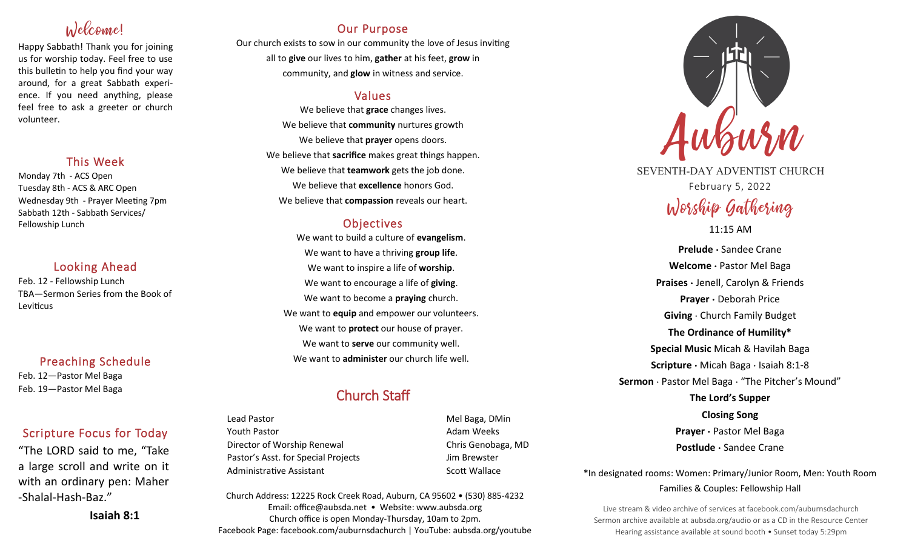## Welcome!

Happy Sabbath! Thank you for joining us for worship today. Feel free to use this bulletin to help you find your way around, for a great Sabbath experience. If you need anything, please feel free to ask a greeter or church volunteer.

## This Week

Monday 7th - ACS Open
Tuesday 8th - ACS & ARC Open
Wednesday 9th - Prayer Meeting 7pm
Sabbath 12th - Sabbath Services/ Fellowship Lunch

## Looking Ahead

Feb. 12 - Fellowship Lunch
TBA—Sermon Series from the Book of Leviticus

## Preaching Schedule

Feb. 12—Pastor Mel Baga
Feb. 19—Pastor Mel Baga

## Scripture Focus for Today

"The LORD said to me, "Take a large scroll and write on it with an ordinary pen: Maher-Shalal-Hash-Baz."

**Isaiah 8:1**

## Our Purpose

Our church exists to sow in our community the love of Jesus inviting all to **give** our lives to him, **gather** at his feet, **grow** in community, and **glow** in witness and service.

## Values

We believe that **grace** changes lives.
We believe that **community** nurtures growth
We believe that **prayer** opens doors.
We believe that **sacrifice** makes great things happen.
We believe that **teamwork** gets the job done.
We believe that **excellence** honors God.
We believe that **compassion** reveals our heart.

## Objectives

We want to build a culture of **evangelism**.
We want to have a thriving **group life**.
We want to inspire a life of **worship**.
We want to encourage a life of **giving**.
We want to become a **praying** church.
We want to **equip** and empower our volunteers.
We want to **protect** our house of prayer.
We want to **serve** our community well.
We want to **administer** our church life well.

## Church Staff

| | |
|---|---|
| Lead Pastor | Mel Baga, DMin |
| Youth Pastor | Adam Weeks |
| Director of Worship Renewal | Chris Genobaga, MD |
| Pastor's Asst. for Special Projects | Jim Brewster |
| Administrative Assistant | Scott Wallace |

Church Address: 12225 Rock Creek Road, Auburn, CA 95602 • (530) 885-4232
Email: office@aubsda.net • Website: www.aubsda.org
Church office is open Monday-Thursday, 10am to 2pm.
Facebook Page: facebook.com/auburnsdachurch | YouTube: aubsda.org/youtube

# Auburn

SEVENTH-DAY ADVENTIST CHURCH
February 5, 2022

## Worship Gathering

11:15 AM

**Prelude ·** Sandee Crane
**Welcome ·** Pastor Mel Baga
**Praises ·** Jenell, Carolyn & Friends
**Prayer ·** Deborah Price
**Giving** · Church Family Budget
**The Ordinance of Humility***
**Special Music** Micah & Havilah Baga
**Scripture ·** Micah Baga · Isaiah 8:1-8
**Sermon** · Pastor Mel Baga · "The Pitcher's Mound"
**The Lord's Supper**
**Closing Song**
**Prayer ·** Pastor Mel Baga
**Postlude ·** Sandee Crane

*In designated rooms: Women: Primary/Junior Room, Men: Youth Room
Families & Couples: Fellowship Hall

Live stream & video archive of services at facebook.com/auburnsdachurch
Sermon archive available at aubsda.org/audio or as a CD in the Resource Center
Hearing assistance available at sound booth • Sunset today 5:29pm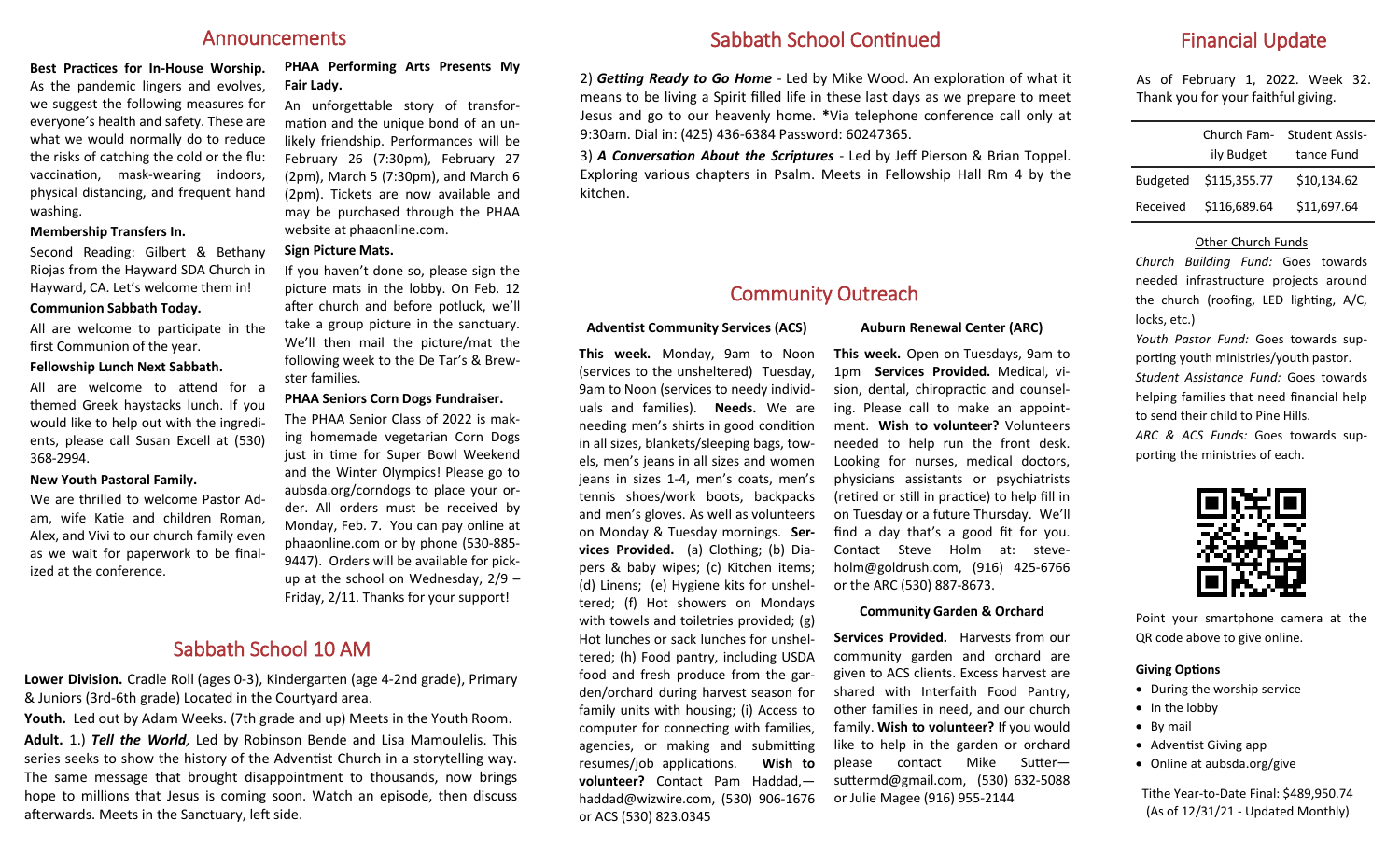## Announcements

**Best Practices for In-House Worship.** As the pandemic lingers and evolves, we suggest the following measures for everyone's health and safety. These are what we would normally do to reduce the risks of catching the cold or the flu: vaccination, mask-wearing indoors, physical distancing, and frequent hand washing.

**Membership Transfers In.**

Second Reading: Gilbert & Bethany Riojas from the Hayward SDA Church in Hayward, CA. Let's welcome them in!

**Communion Sabbath Today.**

All are welcome to participate in the first Communion of the year.

**Fellowship Lunch Next Sabbath.**

All are welcome to attend for a themed Greek haystacks lunch. If you would like to help out with the ingredients, please call Susan Excell at (530) 368-2994.

**New Youth Pastoral Family.**

We are thrilled to welcome Pastor Adam, wife Katie and children Roman, Alex, and Vivi to our church family even as we wait for paperwork to be finalized at the conference.

**PHAA Performing Arts Presents My Fair Lady.**

An unforgettable story of transformation and the unique bond of an unlikely friendship. Performances will be February 26 (7:30pm), February 27 (2pm), March 5 (7:30pm), and March 6 (2pm). Tickets are now available and may be purchased through the PHAA website at phaaonline.com.

**Sign Picture Mats.**

If you haven't done so, please sign the picture mats in the lobby. On Feb. 12 after church and before potluck, we'll take a group picture in the sanctuary. We'll then mail the picture/mat the following week to the De Tar's & Brewster families.

**PHAA Seniors Corn Dogs Fundraiser.**

The PHAA Senior Class of 2022 is making homemade vegetarian Corn Dogs just in time for Super Bowl Weekend and the Winter Olympics! Please go to aubsda.org/corndogs to place your order. All orders must be received by Monday, Feb. 7. You can pay online at phaaonline.com or by phone (530-885-9447). Orders will be available for pick-up at the school on Wednesday, 2/9 – Friday, 2/11. Thanks for your support!

## Sabbath School 10 AM

**Lower Division.** Cradle Roll (ages 0-3), Kindergarten (age 4-2nd grade), Primary & Juniors (3rd-6th grade) Located in the Courtyard area.

**Youth.** Led out by Adam Weeks. (7th grade and up) Meets in the Youth Room.

**Adult.** 1.) ***Tell the World***, Led by Robinson Bende and Lisa Mamoulelis. This series seeks to show the history of the Adventist Church in a storytelling way. The same message that brought disappointment to thousands, now brings hope to millions that Jesus is coming soon. Watch an episode, then discuss afterwards. Meets in the Sanctuary, left side.

## Sabbath School Continued

2) ***Getting Ready to Go Home*** - Led by Mike Wood. An exploration of what it means to be living a Spirit filled life in these last days as we prepare to meet Jesus and go to our heavenly home. *Via telephone conference call only at 9:30am. Dial in: (425) 436-6384 Password: 60247365.

3) ***A Conversation About the Scriptures*** - Led by Jeff Pierson & Brian Toppel. Exploring various chapters in Psalm. Meets in Fellowship Hall Rm 4 by the kitchen.

## Community Outreach

**Adventist Community Services (ACS)**

**This week.** Monday, 9am to Noon (services to the unsheltered) Tuesday, 9am to Noon (services to needy individuals and families). **Needs.** We are needing men's shirts in good condition in all sizes, blankets/sleeping bags, towels, men's jeans in all sizes and women jeans in sizes 1-4, men's coats, men's tennis shoes/work boots, backpacks and men's gloves. As well as volunteers on Monday & Tuesday mornings. **Services Provided.** (a) Clothing; (b) Diapers & baby wipes; (c) Kitchen items; (d) Linens; (e) Hygiene kits for unsheltered; (f) Hot showers on Mondays with towels and toiletries provided; (g) Hot lunches or sack lunches for unsheltered; (h) Food pantry, including USDA food and fresh produce from the garden/orchard during harvest season for family units with housing; (i) Access to computer for connecting with families, agencies, or making and submitting resumes/job applications. **Wish to volunteer?** Contact Pam Haddad,—haddad@wizwire.com, (530) 906-1676 or ACS (530) 823.0345

**Auburn Renewal Center (ARC)**

**This week.** Open on Tuesdays, 9am to 1pm **Services Provided.** Medical, vision, dental, chiropractic and counseling. Please call to make an appointment. **Wish to volunteer?** Volunteers needed to help run the front desk. Looking for nurses, medical doctors, physicians assistants or psychiatrists (retired or still in practice) to help fill in on Tuesday or a future Thursday. We'll find a day that's a good fit for you. Contact Steve Holm at: steveholm@goldrush.com, (916) 425-6766 or the ARC (530) 887-8673.

**Community Garden & Orchard**

**Services Provided.** Harvests from our community garden and orchard are given to ACS clients. Excess harvest are shared with Interfaith Food Pantry, other families in need, and our church family. **Wish to volunteer?** If you would like to help in the garden or orchard please contact Mike Sutter—suttermd@gmail.com, (530) 632-5088 or Julie Magee (916) 955-2144

## Financial Update

As of February 1, 2022. Week 32. Thank you for your faithful giving.

| | Church Family Budget | Student Assistance Fund |
|---|---|---|
| Budgeted | $115,355.77 | $10,134.62 |
| Received | $116,689.64 | $11,697.64 |

Other Church Funds

*Church Building Fund:* Goes towards needed infrastructure projects around the church (roofing, LED lighting, A/C, locks, etc.)

*Youth Pastor Fund:* Goes towards supporting youth ministries/youth pastor.

*Student Assistance Fund:* Goes towards helping families that need financial help to send their child to Pine Hills.

*ARC & ACS Funds:* Goes towards supporting the ministries of each.

Point your smartphone camera at the QR code above to give online.

**Giving Options**

- During the worship service
- In the lobby
- By mail
- Adventist Giving app
- Online at aubsda.org/give

Tithe Year-to-Date Final: $489,950.74 (As of 12/31/21 - Updated Monthly)